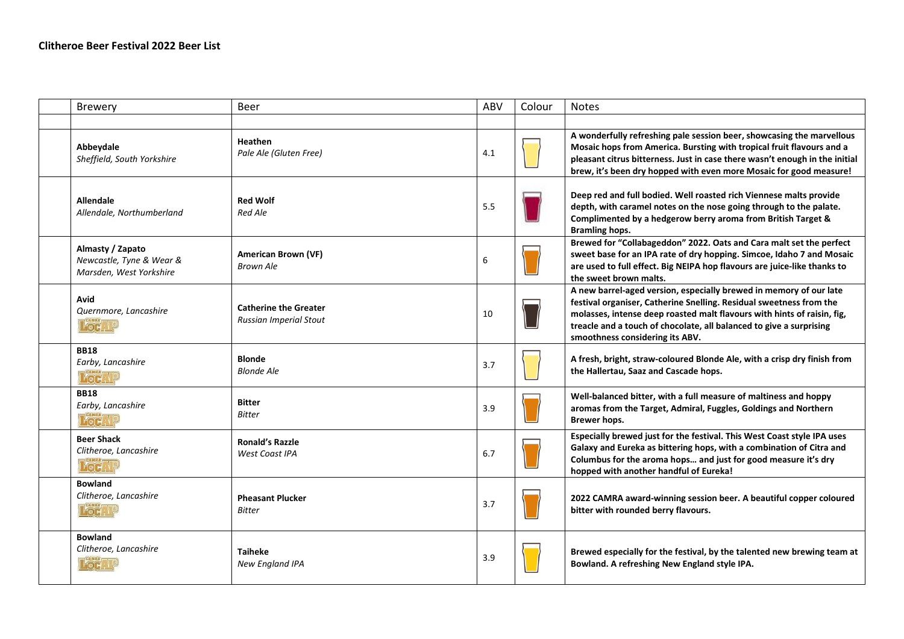**Clitheroe Beer Festival 2022 Beer List**

| | Brewery | Beer | ABV | Colour | Notes |
|---|---|---|---|---|---|
| | | | | | |
| | **Abbeydale**<br>*Sheffield, South Yorkshire* | **Heathen**<br>*Pale Ale (Gluten Free)* | 4.1 | | **A wonderfully refreshing pale session beer, showcasing the marvellous Mosaic hops from America. Bursting with tropical fruit flavours and a pleasant citrus bitterness. Just in case there wasn't enough in the initial brew, it's been dry hopped with even more Mosaic for good measure!** |
| | **Allendale**<br>*Allendale, Northumberland* | **Red Wolf**<br>*Red Ale* | 5.5 | | **Deep red and full bodied. Well roasted rich Viennese malts provide depth, with caramel notes on the nose going through to the palate. Complimented by a hedgerow berry aroma from British Target & Bramling hops.** |
| | **Almasty / Zapato**<br>*Newcastle, Tyne & Wear &*<br>*Marsden, West Yorkshire* | **American Brown (VF)**<br>*Brown Ale* | 6 | | **Brewed for "Collabageddon" 2022. Oats and Cara malt set the perfect sweet base for an IPA rate of dry hopping. Simcoe, Idaho 7 and Mosaic are used to full effect. Big NEIPA hop flavours are juice-like thanks to the sweet brown malts.** |
| | **Avid**<br>*Quernmore, Lancashire*<br>CAMRA LocAle | **Catherine the Greater**<br>*Russian Imperial Stout* | 10 | | **A new barrel-aged version, especially brewed in memory of our late festival organiser, Catherine Snelling. Residual sweetness from the molasses, intense deep roasted malt flavours with hints of raisin, fig, treacle and a touch of chocolate, all balanced to give a surprising smoothness considering its ABV.** |
| | **BB18**<br>*Earby, Lancashire*<br>CAMRA LocAle | **Blonde**<br>*Blonde Ale* | 3.7 | | **A fresh, bright, straw-coloured Blonde Ale, with a crisp dry finish from the Hallertau, Saaz and Cascade hops.** |
| | **BB18**<br>*Earby, Lancashire*<br>CAMRA LocAle | **Bitter**<br>*Bitter* | 3.9 | | **Well-balanced bitter, with a full measure of maltiness and hoppy aromas from the Target, Admiral, Fuggles, Goldings and Northern Brewer hops.** |
| | **Beer Shack**<br>*Clitheroe, Lancashire*<br>CAMRA LocAle | **Ronald's Razzle**<br>*West Coast IPA* | 6.7 | | **Especially brewed just for the festival. This West Coast style IPA uses Galaxy and Eureka as bittering hops, with a combination of Citra and Columbus for the aroma hops… and just for good measure it's dry hopped with another handful of Eureka!** |
| | **Bowland**<br>*Clitheroe, Lancashire*<br>CAMRA LocAle | **Pheasant Plucker**<br>*Bitter* | 3.7 | | **2022 CAMRA award-winning session beer. A beautiful copper coloured bitter with rounded berry flavours.** |
| | **Bowland**<br>*Clitheroe, Lancashire*<br>CAMRA LocAle | **Taiheke**<br>*New England IPA* | 3.9 | | **Brewed especially for the festival, by the talented new brewing team at Bowland. A refreshing New England style IPA.** |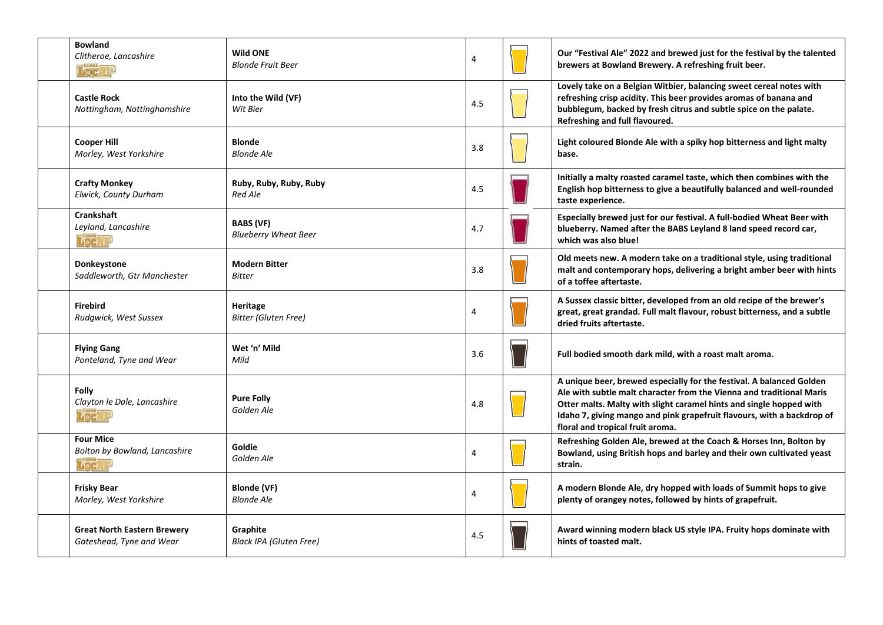| | Brewery | Beer | ABV | | Description |
|---|---|---|---|---|---|
| | **Bowland**<br>*Clitheroe, Lancashire*<br>LocAle | **Wild ONE**<br>*Blonde Fruit Beer* | 4 | | **Our "Festival Ale" 2022 and brewed just for the festival by the talented brewers at Bowland Brewery. A refreshing fruit beer.** |
| | **Castle Rock**<br>*Nottingham, Nottinghamshire* | **Into the Wild (VF)**<br>*Wit Bier* | 4.5 | | **Lovely take on a Belgian Witbier, balancing sweet cereal notes with refreshing crisp acidity. This beer provides aromas of banana and bubblegum, backed by fresh citrus and subtle spice on the palate. Refreshing and full flavoured.** |
| | **Cooper Hill**<br>*Morley, West Yorkshire* | **Blonde**<br>*Blonde Ale* | 3.8 | | **Light coloured Blonde Ale with a spiky hop bitterness and light malty base.** |
| | **Crafty Monkey**<br>*Elwick, County Durham* | **Ruby, Ruby, Ruby, Ruby**<br>*Red Ale* | 4.5 | | **Initially a malty roasted caramel taste, which then combines with the English hop bitterness to give a beautifully balanced and well-rounded taste experience.** |
| | **Crankshaft**<br>*Leyland, Lancashire*<br>LocAle | **BABS (VF)**<br>*Blueberry Wheat Beer* | 4.7 | | **Especially brewed just for our festival. A full-bodied Wheat Beer with blueberry. Named after the BABS Leyland 8 land speed record car, which was also blue!** |
| | **Donkeystone**<br>*Saddleworth, Gtr Manchester* | **Modern Bitter**<br>*Bitter* | 3.8 | | **Old meets new. A modern take on a traditional style, using traditional malt and contemporary hops, delivering a bright amber beer with hints of a toffee aftertaste.** |
| | **Firebird**<br>*Rudgwick, West Sussex* | **Heritage**<br>*Bitter (Gluten Free)* | 4 | | **A Sussex classic bitter, developed from an old recipe of the brewer's great, great grandad. Full malt flavour, robust bitterness, and a subtle dried fruits aftertaste.** |
| | **Flying Gang**<br>*Ponteland, Tyne and Wear* | **Wet 'n' Mild**<br>*Mild* | 3.6 | | **Full bodied smooth dark mild, with a roast malt aroma.** |
| | **Folly**<br>*Clayton le Dale, Lancashire*<br>LocAle | **Pure Folly**<br>*Golden Ale* | 4.8 | | **A unique beer, brewed especially for the festival. A balanced Golden Ale with subtle malt character from the Vienna and traditional Maris Otter malts. Malty with slight caramel hints and single hopped with Idaho 7, giving mango and pink grapefruit flavours, with a backdrop of floral and tropical fruit aroma.** |
| | **Four Mice**<br>*Bolton by Bowland, Lancashire*<br>LocAle | **Goldie**<br>*Golden Ale* | 4 | | **Refreshing Golden Ale, brewed at the Coach & Horses Inn, Bolton by Bowland, using British hops and barley and their own cultivated yeast strain.** |
| | **Frisky Bear**<br>*Morley, West Yorkshire* | **Blonde (VF)**<br>*Blonde Ale* | 4 | | **A modern Blonde Ale, dry hopped with loads of Summit hops to give plenty of orangey notes, followed by hints of grapefruit.** |
| | **Great North Eastern Brewery**<br>*Gateshead, Tyne and Wear* | **Graphite**<br>*Black IPA (Gluten Free)* | 4.5 | | **Award winning modern black US style IPA. Fruity hops dominate with hints of toasted malt.** |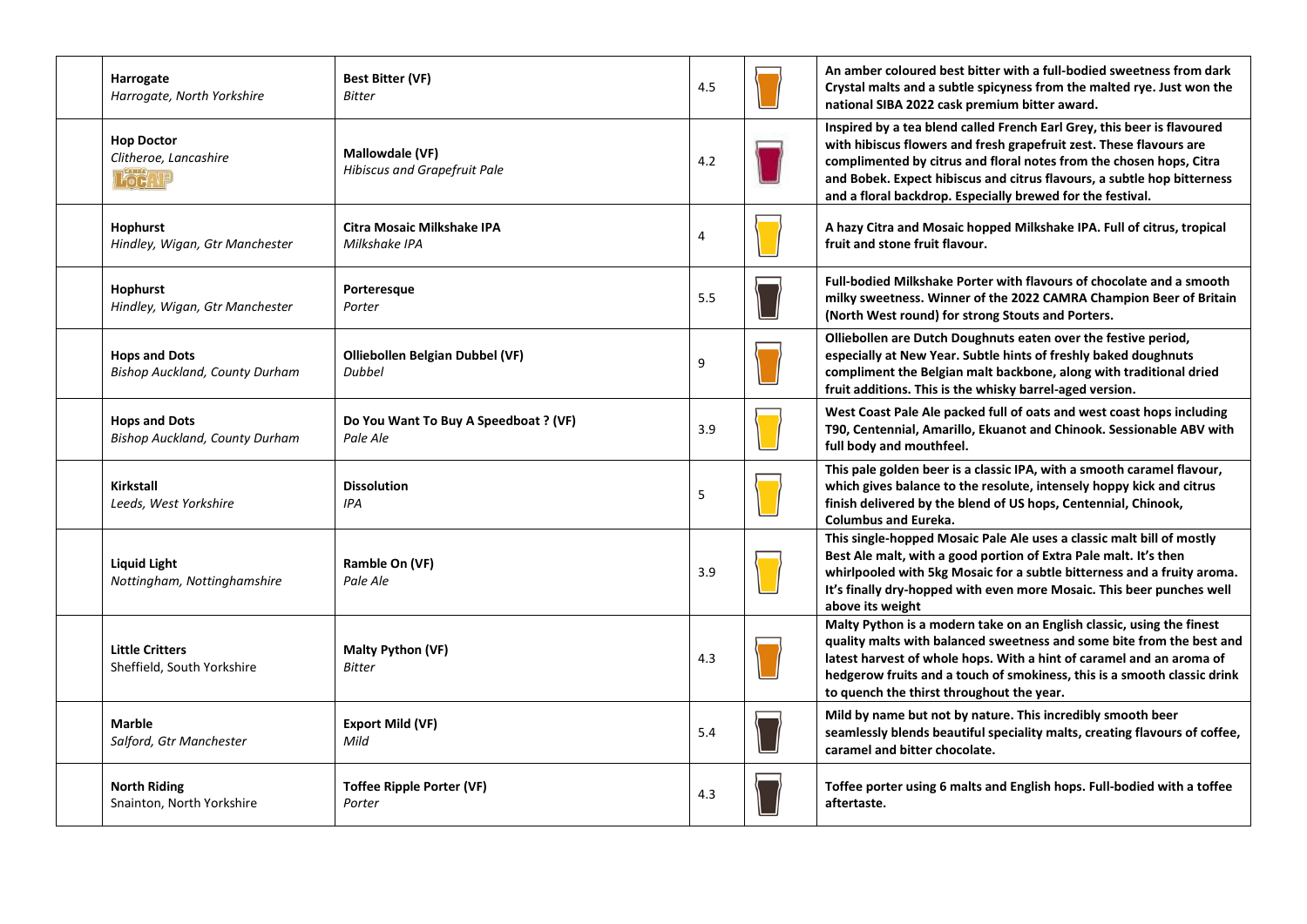| | Brewery | Beer | ABV | | Description |
|---|---|---|---|---|---|
| | **Harrogate**<br>*Harrogate, North Yorkshire* | **Best Bitter (VF)**<br>*Bitter* | 4.5 | | **An amber coloured best bitter with a full-bodied sweetness from dark Crystal malts and a subtle spicyness from the malted rye. Just won the national SIBA 2022 cask premium bitter award.** |
| | **Hop Doctor**<br>*Clitheroe, Lancashire* | **Mallowdale (VF)**<br>*Hibiscus and Grapefruit Pale* | 4.2 | | **Inspired by a tea blend called French Earl Grey, this beer is flavoured with hibiscus flowers and fresh grapefruit zest. These flavours are complimented by citrus and floral notes from the chosen hops, Citra and Bobek. Expect hibiscus and citrus flavours, a subtle hop bitterness and a floral backdrop. Especially brewed for the festival.** |
| | **Hophurst**<br>*Hindley, Wigan, Gtr Manchester* | **Citra Mosaic Milkshake IPA**<br>*Milkshake IPA* | 4 | | **A hazy Citra and Mosaic hopped Milkshake IPA. Full of citrus, tropical fruit and stone fruit flavour.** |
| | **Hophurst**<br>*Hindley, Wigan, Gtr Manchester* | **Porteresque**<br>*Porter* | 5.5 | | **Full-bodied Milkshake Porter with flavours of chocolate and a smooth milky sweetness. Winner of the 2022 CAMRA Champion Beer of Britain (North West round) for strong Stouts and Porters.** |
| | **Hops and Dots**<br>*Bishop Auckland, County Durham* | **Olliebollen Belgian Dubbel (VF)**<br>*Dubbel* | 9 | | **Olliebollen are Dutch Doughnuts eaten over the festive period, especially at New Year. Subtle hints of freshly baked doughnuts compliment the Belgian malt backbone, along with traditional dried fruit additions. This is the whisky barrel-aged version.** |
| | **Hops and Dots**<br>*Bishop Auckland, County Durham* | **Do You Want To Buy A Speedboat ? (VF)**<br>*Pale Ale* | 3.9 | | **West Coast Pale Ale packed full of oats and west coast hops including T90, Centennial, Amarillo, Ekuanot and Chinook. Sessionable ABV with full body and mouthfeel.** |
| | **Kirkstall**<br>*Leeds, West Yorkshire* | **Dissolution**<br>*IPA* | 5 | | **This pale golden beer is a classic IPA, with a smooth caramel flavour, which gives balance to the resolute, intensely hoppy kick and citrus finish delivered by the blend of US hops, Centennial, Chinook, Columbus and Eureka.** |
| | **Liquid Light**<br>*Nottingham, Nottinghamshire* | **Ramble On (VF)**<br>*Pale Ale* | 3.9 | | **This single-hopped Mosaic Pale Ale uses a classic malt bill of mostly Best Ale malt, with a good portion of Extra Pale malt. It's then whirlpooled with 5kg Mosaic for a subtle bitterness and a fruity aroma. It's finally dry-hopped with even more Mosaic. This beer punches well above its weight** |
| | **Little Critters**<br>Sheffield, South Yorkshire | **Malty Python (VF)**<br>*Bitter* | 4.3 | | **Malty Python is a modern take on an English classic, using the finest quality malts with balanced sweetness and some bite from the best and latest harvest of whole hops. With a hint of caramel and an aroma of hedgerow fruits and a touch of smokiness, this is a smooth classic drink to quench the thirst throughout the year.** |
| | **Marble**<br>*Salford, Gtr Manchester* | **Export Mild (VF)**<br>*Mild* | 5.4 | | **Mild by name but not by nature. This incredibly smooth beer seamlessly blends beautiful speciality malts, creating flavours of coffee, caramel and bitter chocolate.** |
| | **North Riding**<br>Snainton, North Yorkshire | **Toffee Ripple Porter (VF)**<br>*Porter* | 4.3 | | **Toffee porter using 6 malts and English hops. Full-bodied with a toffee aftertaste.** |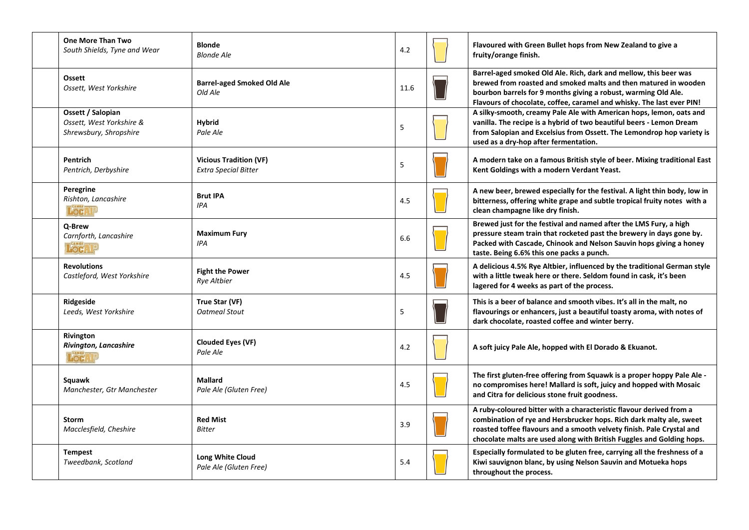| | Brewery | Beer | ABV | | Description |
|---|---|---|---|---|---|
| | **One More Than Two**<br>*South Shields, Tyne and Wear* | **Blonde**<br>*Blonde Ale* | 4.2 | | **Flavoured with Green Bullet hops from New Zealand to give a fruity/orange finish.** |
| | **Ossett**<br>*Ossett, West Yorkshire* | **Barrel-aged Smoked Old Ale**<br>*Old Ale* | 11.6 | | **Barrel-aged smoked Old Ale. Rich, dark and mellow, this beer was brewed from roasted and smoked malts and then matured in wooden bourbon barrels for 9 months giving a robust, warming Old Ale. Flavours of chocolate, coffee, caramel and whisky. The last ever PIN!** |
| | **Ossett / Salopian**<br>*Ossett, West Yorkshire & Shrewsbury, Shropshire* | **Hybrid**<br>*Pale Ale* | 5 | | **A silky-smooth, creamy Pale Ale with American hops, lemon, oats and vanilla. The recipe is a hybrid of two beautiful beers - Lemon Dream from Salopian and Excelsius from Ossett. The Lemondrop hop variety is used as a dry-hop after fermentation.** |
| | **Pentrich**<br>*Pentrich, Derbyshire* | **Vicious Tradition (VF)**<br>*Extra Special Bitter* | 5 | | **A modern take on a famous British style of beer. Mixing traditional East Kent Goldings with a modern Verdant Yeast.** |
| | **Peregrine**<br>*Rishton, Lancashire*<br>LocAle | **Brut IPA**<br>*IPA* | 4.5 | | **A new beer, brewed especially for the festival. A light thin body, low in bitterness, offering white grape and subtle tropical fruity notes with a clean champagne like dry finish.** |
| | **Q-Brew**<br>*Carnforth, Lancashire*<br>LocAle | **Maximum Fury**<br>*IPA* | 6.6 | | **Brewed just for the festival and named after the LMS Fury, a high pressure steam train that rocketed past the brewery in days gone by. Packed with Cascade, Chinook and Nelson Sauvin hops giving a honey taste. Being 6.6% this one packs a punch.** |
| | **Revolutions**<br>*Castleford, West Yorkshire* | **Fight the Power**<br>*Rye Altbier* | 4.5 | | **A delicious 4.5% Rye Altbier, influenced by the traditional German style with a little tweak here or there. Seldom found in cask, it's been lagered for 4 weeks as part of the process.** |
| | **Ridgeside**<br>*Leeds, West Yorkshire* | **True Star (VF)**<br>*Oatmeal Stout* | 5 | | **This is a beer of balance and smooth vibes. It's all in the malt, no flavourings or enhancers, just a beautiful toasty aroma, with notes of dark chocolate, roasted coffee and winter berry.** |
| | **Rivington**<br>***Rivington, Lancashire***<br>LocAle | **Clouded Eyes (VF)**<br>*Pale Ale* | 4.2 | | **A soft juicy Pale Ale, hopped with El Dorado & Ekuanot.** |
| | **Squawk**<br>*Manchester, Gtr Manchester* | **Mallard**<br>*Pale Ale (Gluten Free)* | 4.5 | | **The first gluten-free offering from Squawk is a proper hoppy Pale Ale - no compromises here! Mallard is soft, juicy and hopped with Mosaic and Citra for delicious stone fruit goodness.** |
| | **Storm**<br>*Macclesfield, Cheshire* | **Red Mist**<br>*Bitter* | 3.9 | | **A ruby-coloured bitter with a characteristic flavour derived from a combination of rye and Hersbrucker hops. Rich dark malty ale, sweet roasted toffee flavours and a smooth velvety finish. Pale Crystal and chocolate malts are used along with British Fuggles and Golding hops.** |
| | **Tempest**<br>*Tweedbank, Scotland* | **Long White Cloud**<br>*Pale Ale (Gluten Free)* | 5.4 | | **Especially formulated to be gluten free, carrying all the freshness of a Kiwi sauvignon blanc, by using Nelson Sauvin and Motueka hops throughout the process.** |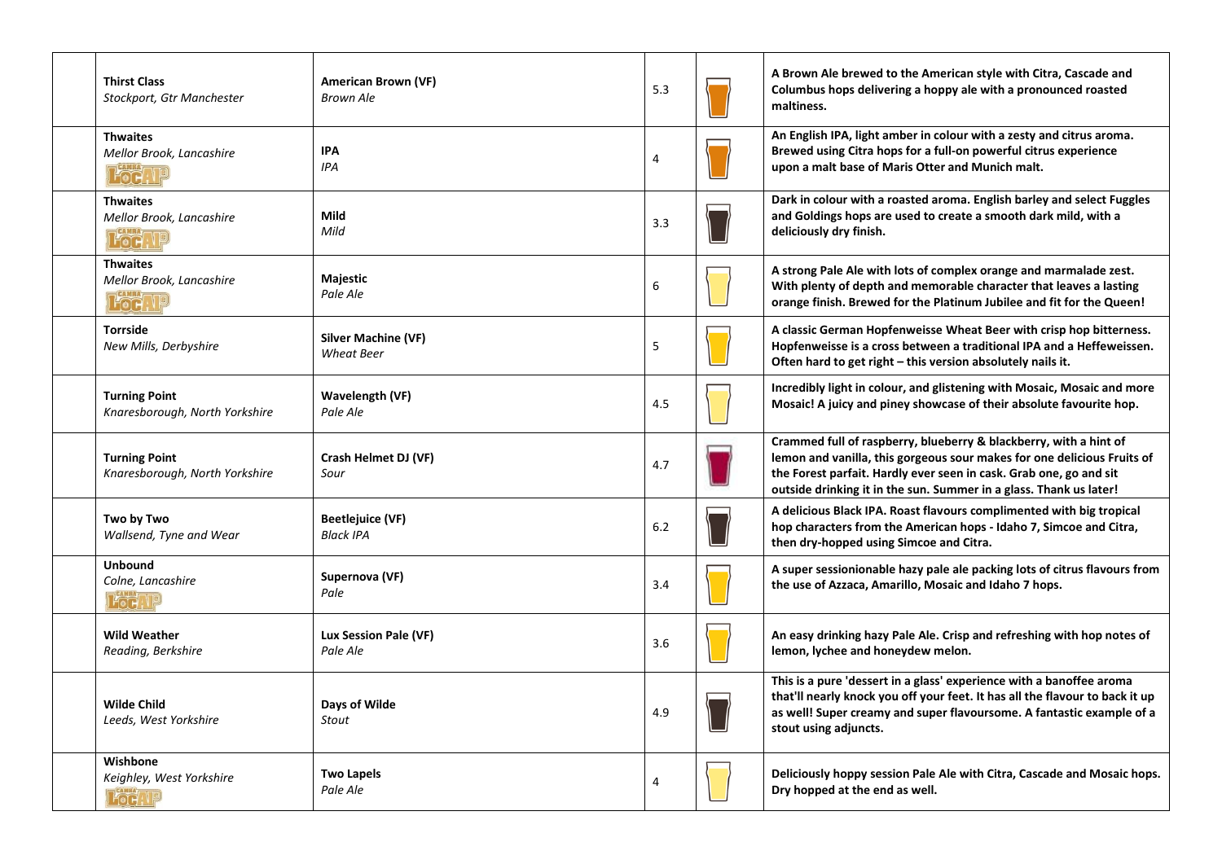| | Brewery | Beer | ABV | Colour | Description |
|---|---|---|---|---|---|
| | **Thirst Class**<br>*Stockport, Gtr Manchester* | **American Brown (VF)**<br>*Brown Ale* | 5.3 | | **A Brown Ale brewed to the American style with Citra, Cascade and Columbus hops delivering a hoppy ale with a pronounced roasted maltiness.** |
| | **Thwaites**<br>*Mellor Brook, Lancashire*<br>CAMRA LocAle | **IPA**<br>*IPA* | 4 | | **An English IPA, light amber in colour with a zesty and citrus aroma. Brewed using Citra hops for a full-on powerful citrus experience upon a malt base of Maris Otter and Munich malt.** |
| | **Thwaites**<br>*Mellor Brook, Lancashire*<br>CAMRA LocAle | **Mild**<br>*Mild* | 3.3 | | **Dark in colour with a roasted aroma. English barley and select Fuggles and Goldings hops are used to create a smooth dark mild, with a deliciously dry finish.** |
| | **Thwaites**<br>*Mellor Brook, Lancashire*<br>CAMRA LocAle | **Majestic**<br>*Pale Ale* | 6 | | **A strong Pale Ale with lots of complex orange and marmalade zest. With plenty of depth and memorable character that leaves a lasting orange finish. Brewed for the Platinum Jubilee and fit for the Queen!** |
| | **Torrside**<br>*New Mills, Derbyshire* | **Silver Machine (VF)**<br>*Wheat Beer* | 5 | | **A classic German Hopfenweisse Wheat Beer with crisp hop bitterness. Hopfenweisse is a cross between a traditional IPA and a Heffeweissen. Often hard to get right – this version absolutely nails it.** |
| | **Turning Point**<br>*Knaresborough, North Yorkshire* | **Wavelength (VF)**<br>*Pale Ale* | 4.5 | | **Incredibly light in colour, and glistening with Mosaic, Mosaic and more Mosaic! A juicy and piney showcase of their absolute favourite hop.** |
| | **Turning Point**<br>*Knaresborough, North Yorkshire* | **Crash Helmet DJ (VF)**<br>*Sour* | 4.7 | | **Crammed full of raspberry, blueberry & blackberry, with a hint of lemon and vanilla, this gorgeous sour makes for one delicious Fruits of the Forest parfait. Hardly ever seen in cask. Grab one, go and sit outside drinking it in the sun. Summer in a glass. Thank us later!** |
| | **Two by Two**<br>*Wallsend, Tyne and Wear* | **Beetlejuice (VF)**<br>*Black IPA* | 6.2 | | **A delicious Black IPA. Roast flavours complimented with big tropical hop characters from the American hops - Idaho 7, Simcoe and Citra, then dry-hopped using Simcoe and Citra.** |
| | **Unbound**<br>*Colne, Lancashire*<br>CAMRA LocAle | **Supernova (VF)**<br>*Pale* | 3.4 | | **A super sessionionable hazy pale ale packing lots of citrus flavours from the use of Azzaca, Amarillo, Mosaic and Idaho 7 hops.** |
| | **Wild Weather**<br>*Reading, Berkshire* | **Lux Session Pale (VF)**<br>*Pale Ale* | 3.6 | | **An easy drinking hazy Pale Ale. Crisp and refreshing with hop notes of lemon, lychee and honeydew melon.** |
| | **Wilde Child**<br>*Leeds, West Yorkshire* | **Days of Wilde**<br>*Stout* | 4.9 | | **This is a pure 'dessert in a glass' experience with a banoffee aroma that'll nearly knock you off your feet. It has all the flavour to back it up as well! Super creamy and super flavoursome. A fantastic example of a stout using adjuncts.** |
| | **Wishbone**<br>*Keighley, West Yorkshire*<br>CAMRA LocAle | **Two Lapels**<br>*Pale Ale* | 4 | | **Deliciously hoppy session Pale Ale with Citra, Cascade and Mosaic hops. Dry hopped at the end as well.** |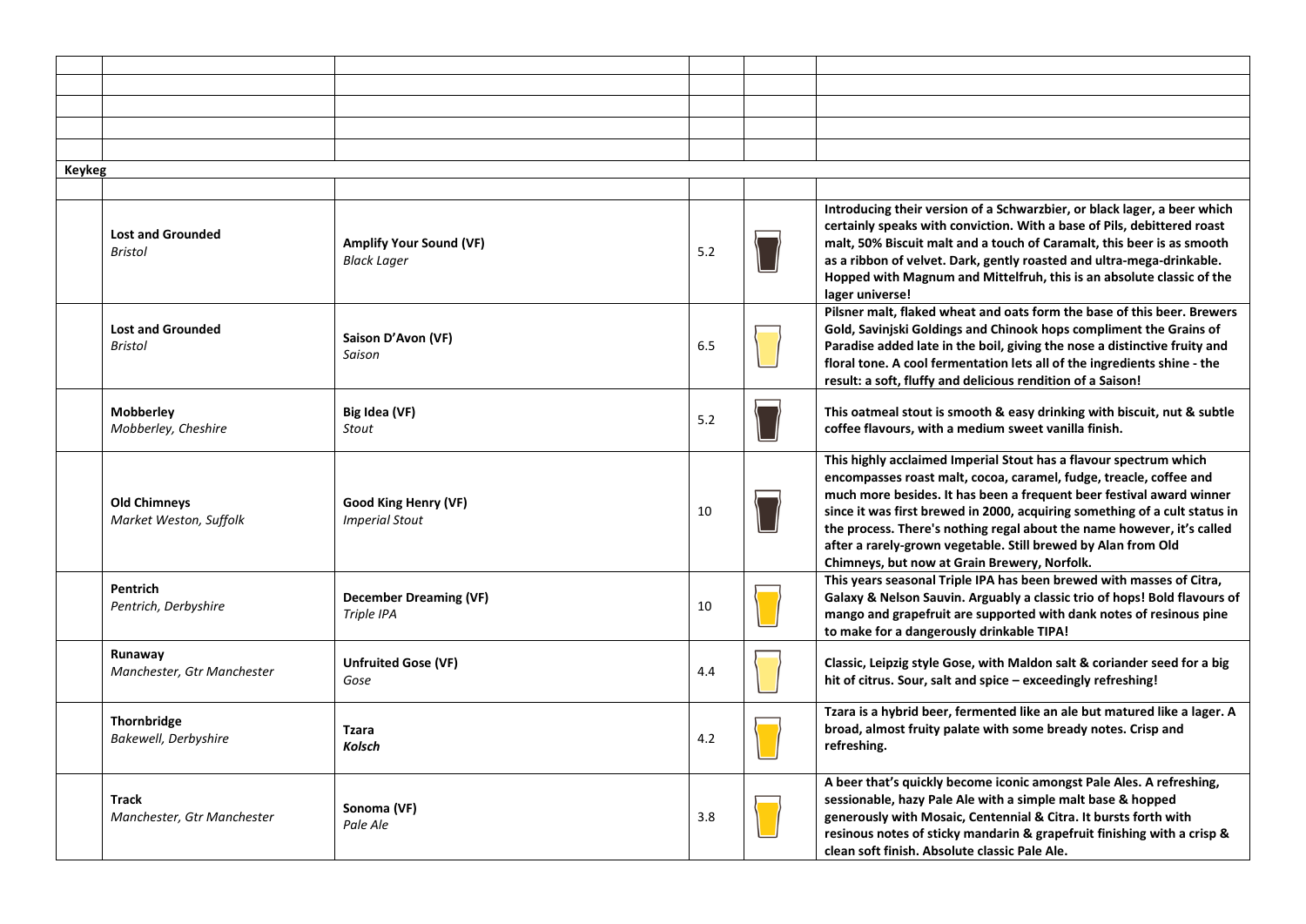**Keykeg**

| | Brewery | Beer | ABV | | Description |
|---|---|---|---|---|---|
| | **Lost and Grounded**<br>*Bristol* | **Amplify Your Sound (VF)**<br>*Black Lager* | 5.2 | | **Introducing their version of a Schwarzbier, or black lager, a beer which certainly speaks with conviction. With a base of Pils, debittered roast malt, 50% Biscuit malt and a touch of Caramalt, this beer is as smooth as a ribbon of velvet. Dark, gently roasted and ultra-mega-drinkable. Hopped with Magnum and Mittelfruh, this is an absolute classic of the lager universe!** |
| | **Lost and Grounded**<br>*Bristol* | **Saison D'Avon (VF)**<br>*Saison* | 6.5 | | **Pilsner malt, flaked wheat and oats form the base of this beer. Brewers Gold, Savinjski Goldings and Chinook hops compliment the Grains of Paradise added late in the boil, giving the nose a distinctive fruity and floral tone. A cool fermentation lets all of the ingredients shine - the result: a soft, fluffy and delicious rendition of a Saison!** |
| | **Mobberley**<br>*Mobberley, Cheshire* | **Big Idea (VF)**<br>*Stout* | 5.2 | | **This oatmeal stout is smooth & easy drinking with biscuit, nut & subtle coffee flavours, with a medium sweet vanilla finish.** |
| | **Old Chimneys**<br>*Market Weston, Suffolk* | **Good King Henry (VF)**<br>*Imperial Stout* | 10 | | **This highly acclaimed Imperial Stout has a flavour spectrum which encompasses roast malt, cocoa, caramel, fudge, treacle, coffee and much more besides. It has been a frequent beer festival award winner since it was first brewed in 2000, acquiring something of a cult status in the process. There's nothing regal about the name however, it's called after a rarely-grown vegetable. Still brewed by Alan from Old Chimneys, but now at Grain Brewery, Norfolk.** |
| | **Pentrich**<br>*Pentrich, Derbyshire* | **December Dreaming (VF)**<br>*Triple IPA* | 10 | | **This years seasonal Triple IPA has been brewed with masses of Citra, Galaxy & Nelson Sauvin. Arguably a classic trio of hops! Bold flavours of mango and grapefruit are supported with dank notes of resinous pine to make for a dangerously drinkable TIPA!** |
| | **Runaway**<br>*Manchester, Gtr Manchester* | **Unfruited Gose (VF)**<br>*Gose* | 4.4 | | **Classic, Leipzig style Gose, with Maldon salt & coriander seed for a big hit of citrus. Sour, salt and spice – exceedingly refreshing!** |
| | **Thornbridge**<br>*Bakewell, Derbyshire* | **Tzara**<br>***Kolsch*** | 4.2 | | **Tzara is a hybrid beer, fermented like an ale but matured like a lager. A broad, almost fruity palate with some bready notes. Crisp and refreshing.** |
| | **Track**<br>*Manchester, Gtr Manchester* | **Sonoma (VF)**<br>*Pale Ale* | 3.8 | | **A beer that's quickly become iconic amongst Pale Ales. A refreshing, sessionable, hazy Pale Ale with a simple malt base & hopped generously with Mosaic, Centennial & Citra. It bursts forth with resinous notes of sticky mandarin & grapefruit finishing with a crisp & clean soft finish. Absolute classic Pale Ale.** |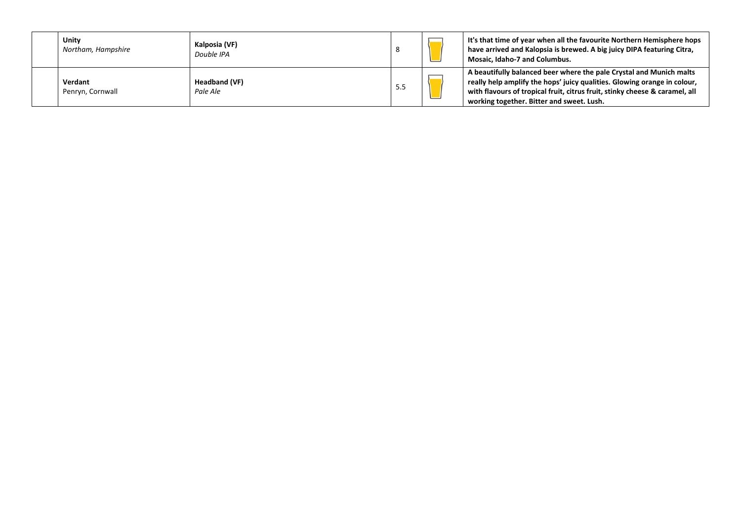| | | | | | |
|---|---|---|---|---|---|
| | **Unity**<br>*Northam, Hampshire* | **Kalposia (VF)**<br>*Double IPA* | 8 | | **It's that time of year when all the favourite Northern Hemisphere hops have arrived and Kalopsia is brewed. A big juicy DIPA featuring Citra, Mosaic, Idaho-7 and Columbus.** |
| | **Verdant**<br>Penryn, Cornwall | **Headband (VF)**<br>*Pale Ale* | 5.5 | | **A beautifully balanced beer where the pale Crystal and Munich malts really help amplify the hops' juicy qualities. Glowing orange in colour, with flavours of tropical fruit, citrus fruit, stinky cheese & caramel, all working together. Bitter and sweet. Lush.** |